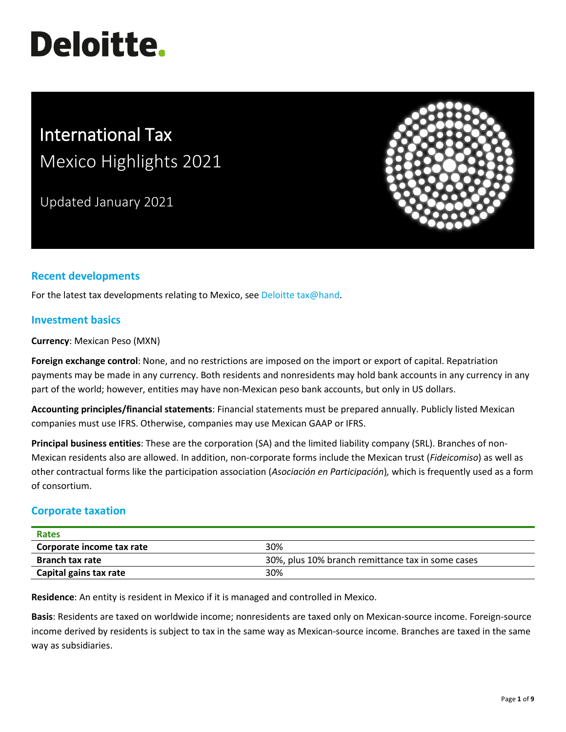# Deloitte.

# International Tax
## Mexico Highlights 2021

Updated January 2021

## Recent developments

For the latest tax developments relating to Mexico, see Deloitte tax@hand.

## Investment basics

**Currency**: Mexican Peso (MXN)

**Foreign exchange control**: None, and no restrictions are imposed on the import or export of capital. Repatriation payments may be made in any currency. Both residents and nonresidents may hold bank accounts in any currency in any part of the world; however, entities may have non-Mexican peso bank accounts, but only in US dollars.

**Accounting principles/financial statements**: Financial statements must be prepared annually. Publicly listed Mexican companies must use IFRS. Otherwise, companies may use Mexican GAAP or IFRS.

**Principal business entities**: These are the corporation (SA) and the limited liability company (SRL). Branches of non-Mexican residents also are allowed. In addition, non-corporate forms include the Mexican trust (*Fideicomiso*) as well as other contractual forms like the participation association (*Asociación en Participación*), which is frequently used as a form of consortium.

## Corporate taxation

| Rates | |
|---|---|
| **Corporate income tax rate** | 30% |
| **Branch tax rate** | 30%, plus 10% branch remittance tax in some cases |
| **Capital gains tax rate** | 30% |

**Residence**: An entity is resident in Mexico if it is managed and controlled in Mexico.

**Basis**: Residents are taxed on worldwide income; nonresidents are taxed only on Mexican-source income. Foreign-source income derived by residents is subject to tax in the same way as Mexican-source income. Branches are taxed in the same way as subsidiaries.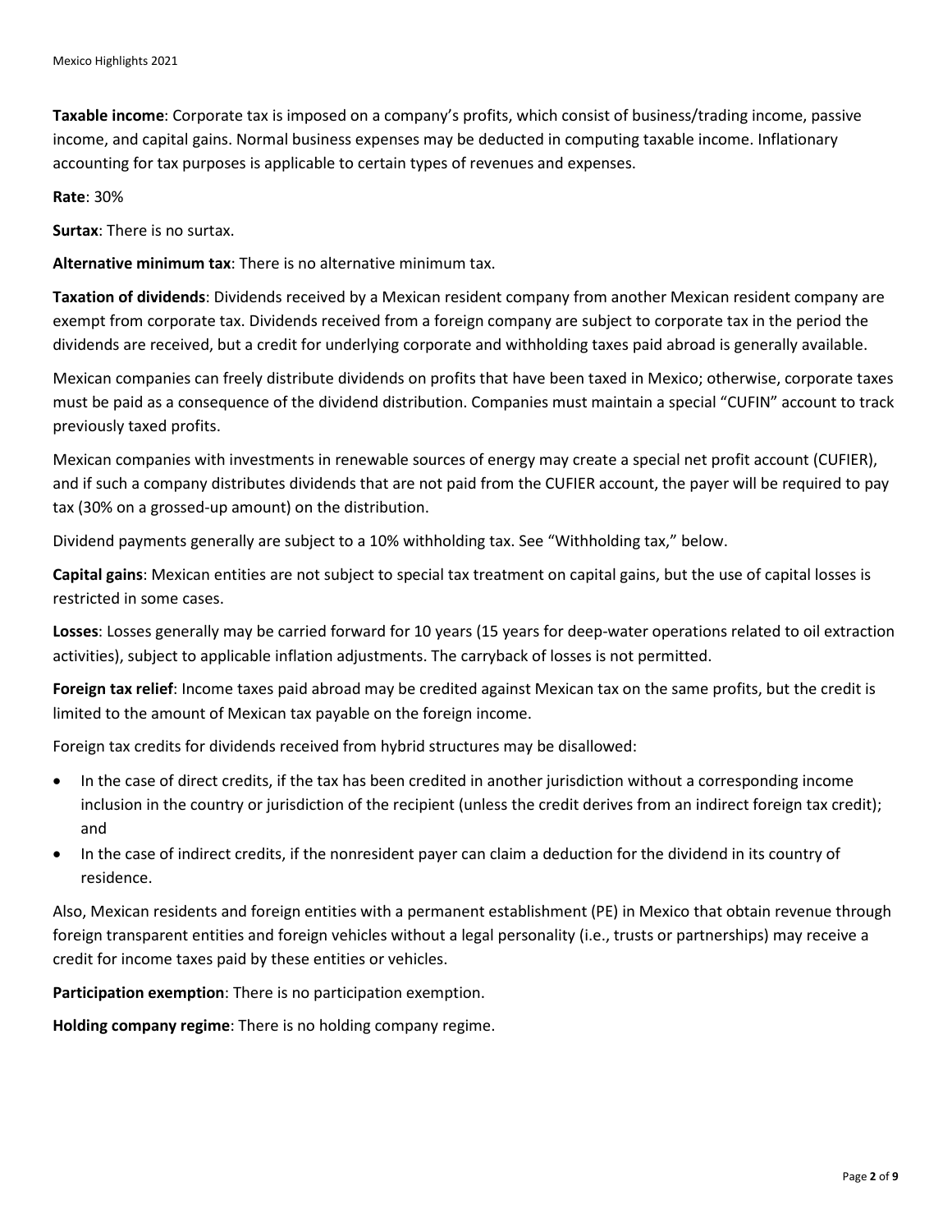**Taxable income**: Corporate tax is imposed on a company's profits, which consist of business/trading income, passive income, and capital gains. Normal business expenses may be deducted in computing taxable income. Inflationary accounting for tax purposes is applicable to certain types of revenues and expenses.

**Rate**: 30%

**Surtax**: There is no surtax.

**Alternative minimum tax**: There is no alternative minimum tax.

**Taxation of dividends**: Dividends received by a Mexican resident company from another Mexican resident company are exempt from corporate tax. Dividends received from a foreign company are subject to corporate tax in the period the dividends are received, but a credit for underlying corporate and withholding taxes paid abroad is generally available.

Mexican companies can freely distribute dividends on profits that have been taxed in Mexico; otherwise, corporate taxes must be paid as a consequence of the dividend distribution. Companies must maintain a special "CUFIN" account to track previously taxed profits.

Mexican companies with investments in renewable sources of energy may create a special net profit account (CUFIER), and if such a company distributes dividends that are not paid from the CUFIER account, the payer will be required to pay tax (30% on a grossed-up amount) on the distribution.

Dividend payments generally are subject to a 10% withholding tax. See "Withholding tax," below.

**Capital gains**: Mexican entities are not subject to special tax treatment on capital gains, but the use of capital losses is restricted in some cases.

**Losses**: Losses generally may be carried forward for 10 years (15 years for deep-water operations related to oil extraction activities), subject to applicable inflation adjustments. The carryback of losses is not permitted.

**Foreign tax relief**: Income taxes paid abroad may be credited against Mexican tax on the same profits, but the credit is limited to the amount of Mexican tax payable on the foreign income.

Foreign tax credits for dividends received from hybrid structures may be disallowed:

- In the case of direct credits, if the tax has been credited in another jurisdiction without a corresponding income inclusion in the country or jurisdiction of the recipient (unless the credit derives from an indirect foreign tax credit); and
- In the case of indirect credits, if the nonresident payer can claim a deduction for the dividend in its country of residence.

Also, Mexican residents and foreign entities with a permanent establishment (PE) in Mexico that obtain revenue through foreign transparent entities and foreign vehicles without a legal personality (i.e., trusts or partnerships) may receive a credit for income taxes paid by these entities or vehicles.

**Participation exemption**: There is no participation exemption.

**Holding company regime**: There is no holding company regime.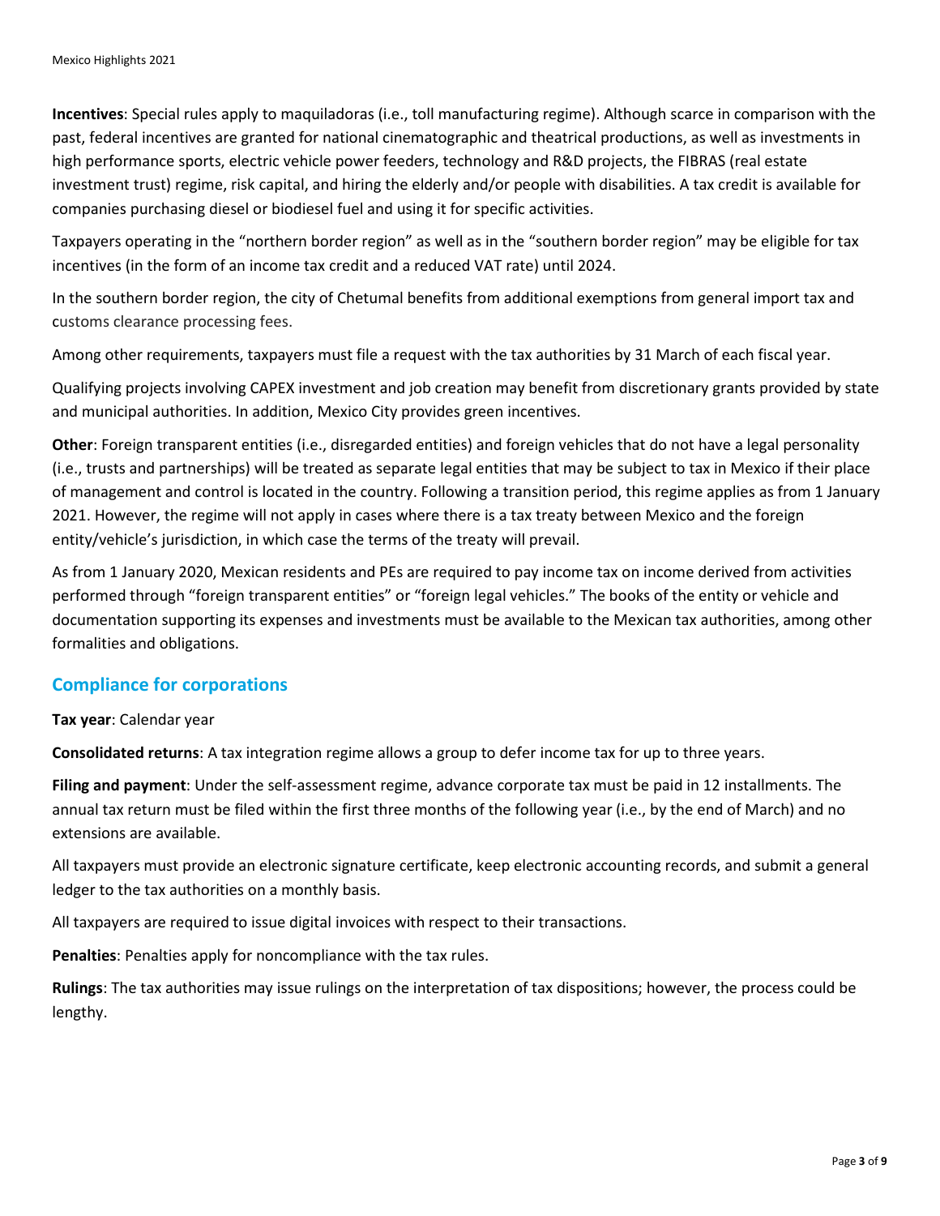**Incentives**: Special rules apply to maquiladoras (i.e., toll manufacturing regime). Although scarce in comparison with the past, federal incentives are granted for national cinematographic and theatrical productions, as well as investments in high performance sports, electric vehicle power feeders, technology and R&D projects, the FIBRAS (real estate investment trust) regime, risk capital, and hiring the elderly and/or people with disabilities. A tax credit is available for companies purchasing diesel or biodiesel fuel and using it for specific activities.

Taxpayers operating in the "northern border region" as well as in the "southern border region" may be eligible for tax incentives (in the form of an income tax credit and a reduced VAT rate) until 2024.

In the southern border region, the city of Chetumal benefits from additional exemptions from general import tax and customs clearance processing fees.

Among other requirements, taxpayers must file a request with the tax authorities by 31 March of each fiscal year.

Qualifying projects involving CAPEX investment and job creation may benefit from discretionary grants provided by state and municipal authorities. In addition, Mexico City provides green incentives.

**Other**: Foreign transparent entities (i.e., disregarded entities) and foreign vehicles that do not have a legal personality (i.e., trusts and partnerships) will be treated as separate legal entities that may be subject to tax in Mexico if their place of management and control is located in the country. Following a transition period, this regime applies as from 1 January 2021. However, the regime will not apply in cases where there is a tax treaty between Mexico and the foreign entity/vehicle's jurisdiction, in which case the terms of the treaty will prevail.

As from 1 January 2020, Mexican residents and PEs are required to pay income tax on income derived from activities performed through "foreign transparent entities" or "foreign legal vehicles." The books of the entity or vehicle and documentation supporting its expenses and investments must be available to the Mexican tax authorities, among other formalities and obligations.

## Compliance for corporations

**Tax year**: Calendar year

**Consolidated returns**: A tax integration regime allows a group to defer income tax for up to three years.

**Filing and payment**: Under the self-assessment regime, advance corporate tax must be paid in 12 installments. The annual tax return must be filed within the first three months of the following year (i.e., by the end of March) and no extensions are available.

All taxpayers must provide an electronic signature certificate, keep electronic accounting records, and submit a general ledger to the tax authorities on a monthly basis.

All taxpayers are required to issue digital invoices with respect to their transactions.

**Penalties**: Penalties apply for noncompliance with the tax rules.

**Rulings**: The tax authorities may issue rulings on the interpretation of tax dispositions; however, the process could be lengthy.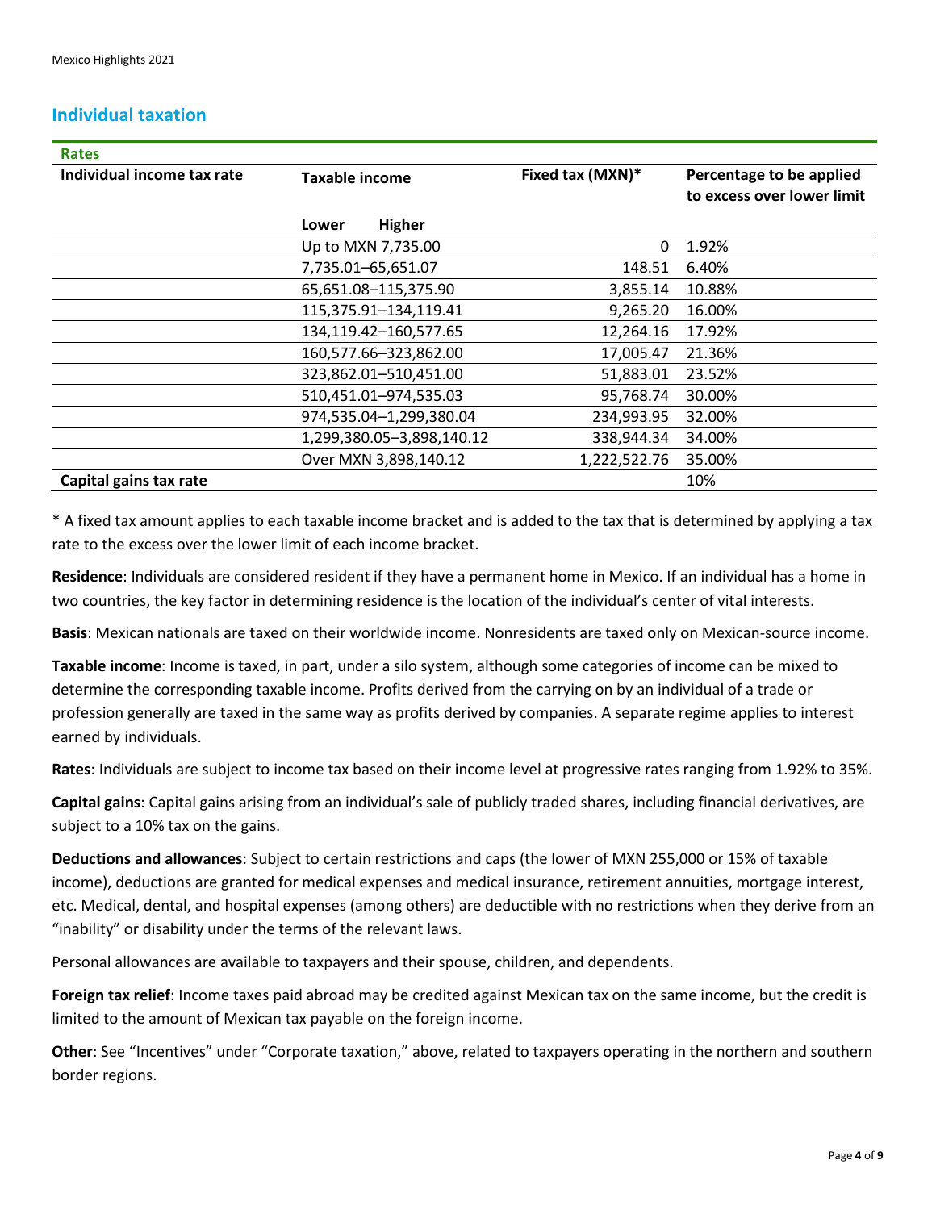## Individual taxation

| Rates | | | |
|---|---|---|---|
| **Individual income tax rate** | **Taxable income** | **Fixed tax (MXN)*** | **Percentage to be applied to excess over lower limit** |
| | **Lower Higher** | | |
| | Up to MXN 7,735.00 | 0 | 1.92% |
| | 7,735.01–65,651.07 | 148.51 | 6.40% |
| | 65,651.08–115,375.90 | 3,855.14 | 10.88% |
| | 115,375.91–134,119.41 | 9,265.20 | 16.00% |
| | 134,119.42–160,577.65 | 12,264.16 | 17.92% |
| | 160,577.66–323,862.00 | 17,005.47 | 21.36% |
| | 323,862.01–510,451.00 | 51,883.01 | 23.52% |
| | 510,451.01–974,535.03 | 95,768.74 | 30.00% |
| | 974,535.04–1,299,380.04 | 234,993.95 | 32.00% |
| | 1,299,380.05–3,898,140.12 | 338,944.34 | 34.00% |
| | Over MXN 3,898,140.12 | 1,222,522.76 | 35.00% |
| **Capital gains tax rate** | | | 10% |

* A fixed tax amount applies to each taxable income bracket and is added to the tax that is determined by applying a tax rate to the excess over the lower limit of each income bracket.

**Residence**: Individuals are considered resident if they have a permanent home in Mexico. If an individual has a home in two countries, the key factor in determining residence is the location of the individual's center of vital interests.

**Basis**: Mexican nationals are taxed on their worldwide income. Nonresidents are taxed only on Mexican-source income.

**Taxable income**: Income is taxed, in part, under a silo system, although some categories of income can be mixed to determine the corresponding taxable income. Profits derived from the carrying on by an individual of a trade or profession generally are taxed in the same way as profits derived by companies. A separate regime applies to interest earned by individuals.

**Rates**: Individuals are subject to income tax based on their income level at progressive rates ranging from 1.92% to 35%.

**Capital gains**: Capital gains arising from an individual's sale of publicly traded shares, including financial derivatives, are subject to a 10% tax on the gains.

**Deductions and allowances**: Subject to certain restrictions and caps (the lower of MXN 255,000 or 15% of taxable income), deductions are granted for medical expenses and medical insurance, retirement annuities, mortgage interest, etc. Medical, dental, and hospital expenses (among others) are deductible with no restrictions when they derive from an "inability" or disability under the terms of the relevant laws.

Personal allowances are available to taxpayers and their spouse, children, and dependents.

**Foreign tax relief**: Income taxes paid abroad may be credited against Mexican tax on the same income, but the credit is limited to the amount of Mexican tax payable on the foreign income.

**Other**: See "Incentives" under "Corporate taxation," above, related to taxpayers operating in the northern and southern border regions.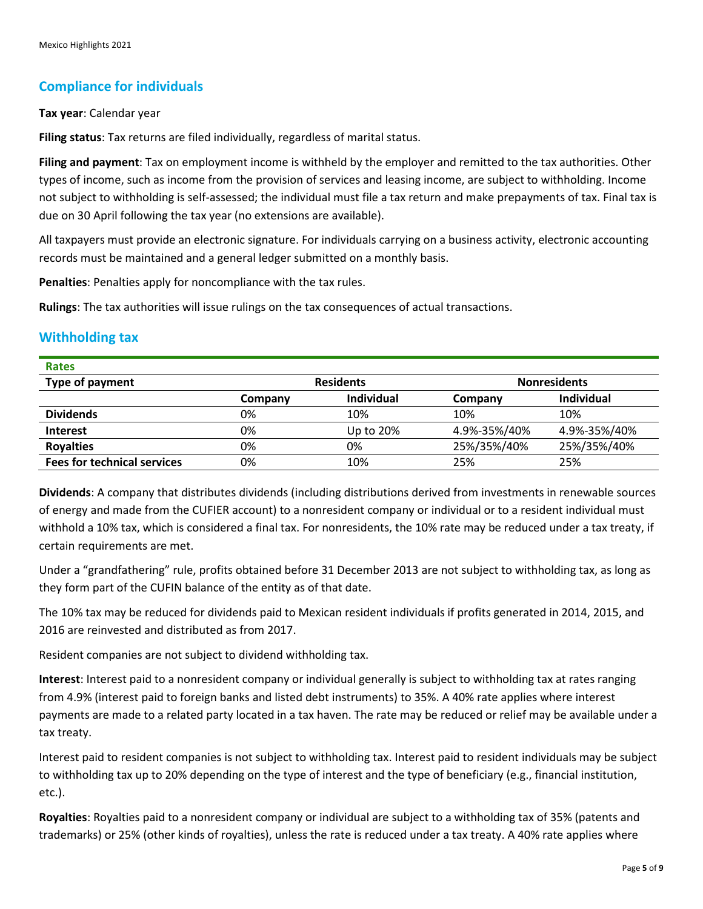## Compliance for individuals

**Tax year**: Calendar year

**Filing status**: Tax returns are filed individually, regardless of marital status.

**Filing and payment**: Tax on employment income is withheld by the employer and remitted to the tax authorities. Other types of income, such as income from the provision of services and leasing income, are subject to withholding. Income not subject to withholding is self-assessed; the individual must file a tax return and make prepayments of tax. Final tax is due on 30 April following the tax year (no extensions are available).

All taxpayers must provide an electronic signature. For individuals carrying on a business activity, electronic accounting records must be maintained and a general ledger submitted on a monthly basis.

**Penalties**: Penalties apply for noncompliance with the tax rules.

**Rulings**: The tax authorities will issue rulings on the tax consequences of actual transactions.

## Withholding tax

**Rates**

| Type of payment | Residents | | Nonresidents | |
|---|---|---|---|---|
| | Company | Individual | Company | Individual |
| **Dividends** | 0% | 10% | 10% | 10% |
| **Interest** | 0% | Up to 20% | 4.9%-35%/40% | 4.9%-35%/40% |
| **Royalties** | 0% | 0% | 25%/35%/40% | 25%/35%/40% |
| **Fees for technical services** | 0% | 10% | 25% | 25% |

**Dividends**: A company that distributes dividends (including distributions derived from investments in renewable sources of energy and made from the CUFIER account) to a nonresident company or individual or to a resident individual must withhold a 10% tax, which is considered a final tax. For nonresidents, the 10% rate may be reduced under a tax treaty, if certain requirements are met.

Under a "grandfathering" rule, profits obtained before 31 December 2013 are not subject to withholding tax, as long as they form part of the CUFIN balance of the entity as of that date.

The 10% tax may be reduced for dividends paid to Mexican resident individuals if profits generated in 2014, 2015, and 2016 are reinvested and distributed as from 2017.

Resident companies are not subject to dividend withholding tax.

**Interest**: Interest paid to a nonresident company or individual generally is subject to withholding tax at rates ranging from 4.9% (interest paid to foreign banks and listed debt instruments) to 35%. A 40% rate applies where interest payments are made to a related party located in a tax haven. The rate may be reduced or relief may be available under a tax treaty.

Interest paid to resident companies is not subject to withholding tax. Interest paid to resident individuals may be subject to withholding tax up to 20% depending on the type of interest and the type of beneficiary (e.g., financial institution, etc.).

**Royalties**: Royalties paid to a nonresident company or individual are subject to a withholding tax of 35% (patents and trademarks) or 25% (other kinds of royalties), unless the rate is reduced under a tax treaty. A 40% rate applies where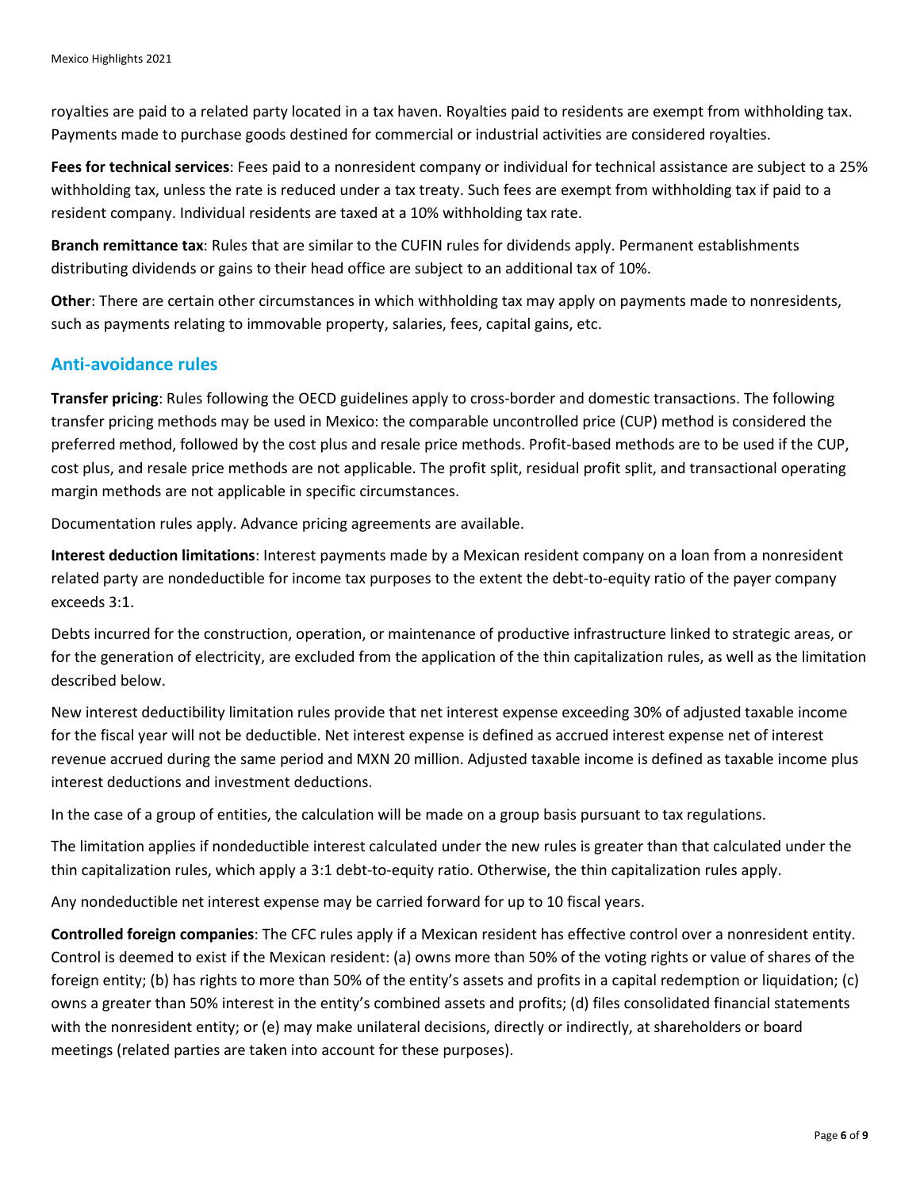royalties are paid to a related party located in a tax haven. Royalties paid to residents are exempt from withholding tax. Payments made to purchase goods destined for commercial or industrial activities are considered royalties.

**Fees for technical services**: Fees paid to a nonresident company or individual for technical assistance are subject to a 25% withholding tax, unless the rate is reduced under a tax treaty. Such fees are exempt from withholding tax if paid to a resident company. Individual residents are taxed at a 10% withholding tax rate.

**Branch remittance tax**: Rules that are similar to the CUFIN rules for dividends apply. Permanent establishments distributing dividends or gains to their head office are subject to an additional tax of 10%.

**Other**: There are certain other circumstances in which withholding tax may apply on payments made to nonresidents, such as payments relating to immovable property, salaries, fees, capital gains, etc.

## Anti-avoidance rules

**Transfer pricing**: Rules following the OECD guidelines apply to cross-border and domestic transactions. The following transfer pricing methods may be used in Mexico: the comparable uncontrolled price (CUP) method is considered the preferred method, followed by the cost plus and resale price methods. Profit-based methods are to be used if the CUP, cost plus, and resale price methods are not applicable. The profit split, residual profit split, and transactional operating margin methods are not applicable in specific circumstances.

Documentation rules apply. Advance pricing agreements are available.

**Interest deduction limitations**: Interest payments made by a Mexican resident company on a loan from a nonresident related party are nondeductible for income tax purposes to the extent the debt-to-equity ratio of the payer company exceeds 3:1.

Debts incurred for the construction, operation, or maintenance of productive infrastructure linked to strategic areas, or for the generation of electricity, are excluded from the application of the thin capitalization rules, as well as the limitation described below.

New interest deductibility limitation rules provide that net interest expense exceeding 30% of adjusted taxable income for the fiscal year will not be deductible. Net interest expense is defined as accrued interest expense net of interest revenue accrued during the same period and MXN 20 million. Adjusted taxable income is defined as taxable income plus interest deductions and investment deductions.

In the case of a group of entities, the calculation will be made on a group basis pursuant to tax regulations.

The limitation applies if nondeductible interest calculated under the new rules is greater than that calculated under the thin capitalization rules, which apply a 3:1 debt-to-equity ratio. Otherwise, the thin capitalization rules apply.

Any nondeductible net interest expense may be carried forward for up to 10 fiscal years.

**Controlled foreign companies**: The CFC rules apply if a Mexican resident has effective control over a nonresident entity. Control is deemed to exist if the Mexican resident: (a) owns more than 50% of the voting rights or value of shares of the foreign entity; (b) has rights to more than 50% of the entity's assets and profits in a capital redemption or liquidation; (c) owns a greater than 50% interest in the entity's combined assets and profits; (d) files consolidated financial statements with the nonresident entity; or (e) may make unilateral decisions, directly or indirectly, at shareholders or board meetings (related parties are taken into account for these purposes).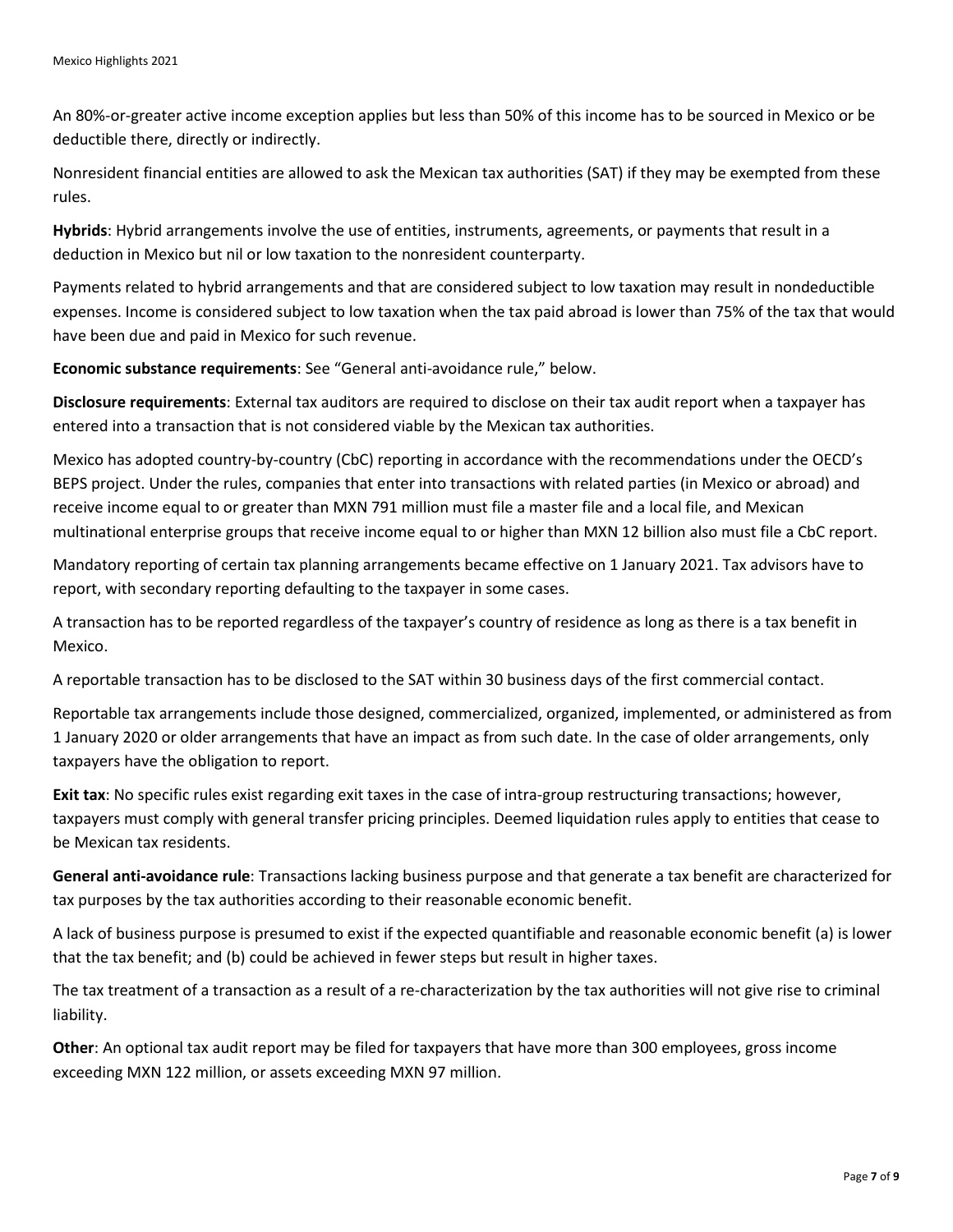An 80%-or-greater active income exception applies but less than 50% of this income has to be sourced in Mexico or be deductible there, directly or indirectly.

Nonresident financial entities are allowed to ask the Mexican tax authorities (SAT) if they may be exempted from these rules.

**Hybrids**: Hybrid arrangements involve the use of entities, instruments, agreements, or payments that result in a deduction in Mexico but nil or low taxation to the nonresident counterparty.

Payments related to hybrid arrangements and that are considered subject to low taxation may result in nondeductible expenses. Income is considered subject to low taxation when the tax paid abroad is lower than 75% of the tax that would have been due and paid in Mexico for such revenue.

**Economic substance requirements**: See "General anti-avoidance rule," below.

**Disclosure requirements**: External tax auditors are required to disclose on their tax audit report when a taxpayer has entered into a transaction that is not considered viable by the Mexican tax authorities.

Mexico has adopted country-by-country (CbC) reporting in accordance with the recommendations under the OECD's BEPS project. Under the rules, companies that enter into transactions with related parties (in Mexico or abroad) and receive income equal to or greater than MXN 791 million must file a master file and a local file, and Mexican multinational enterprise groups that receive income equal to or higher than MXN 12 billion also must file a CbC report.

Mandatory reporting of certain tax planning arrangements became effective on 1 January 2021. Tax advisors have to report, with secondary reporting defaulting to the taxpayer in some cases.

A transaction has to be reported regardless of the taxpayer's country of residence as long as there is a tax benefit in Mexico.

A reportable transaction has to be disclosed to the SAT within 30 business days of the first commercial contact.

Reportable tax arrangements include those designed, commercialized, organized, implemented, or administered as from 1 January 2020 or older arrangements that have an impact as from such date. In the case of older arrangements, only taxpayers have the obligation to report.

**Exit tax**: No specific rules exist regarding exit taxes in the case of intra-group restructuring transactions; however, taxpayers must comply with general transfer pricing principles. Deemed liquidation rules apply to entities that cease to be Mexican tax residents.

**General anti-avoidance rule**: Transactions lacking business purpose and that generate a tax benefit are characterized for tax purposes by the tax authorities according to their reasonable economic benefit.

A lack of business purpose is presumed to exist if the expected quantifiable and reasonable economic benefit (a) is lower that the tax benefit; and (b) could be achieved in fewer steps but result in higher taxes.

The tax treatment of a transaction as a result of a re-characterization by the tax authorities will not give rise to criminal liability.

**Other**: An optional tax audit report may be filed for taxpayers that have more than 300 employees, gross income exceeding MXN 122 million, or assets exceeding MXN 97 million.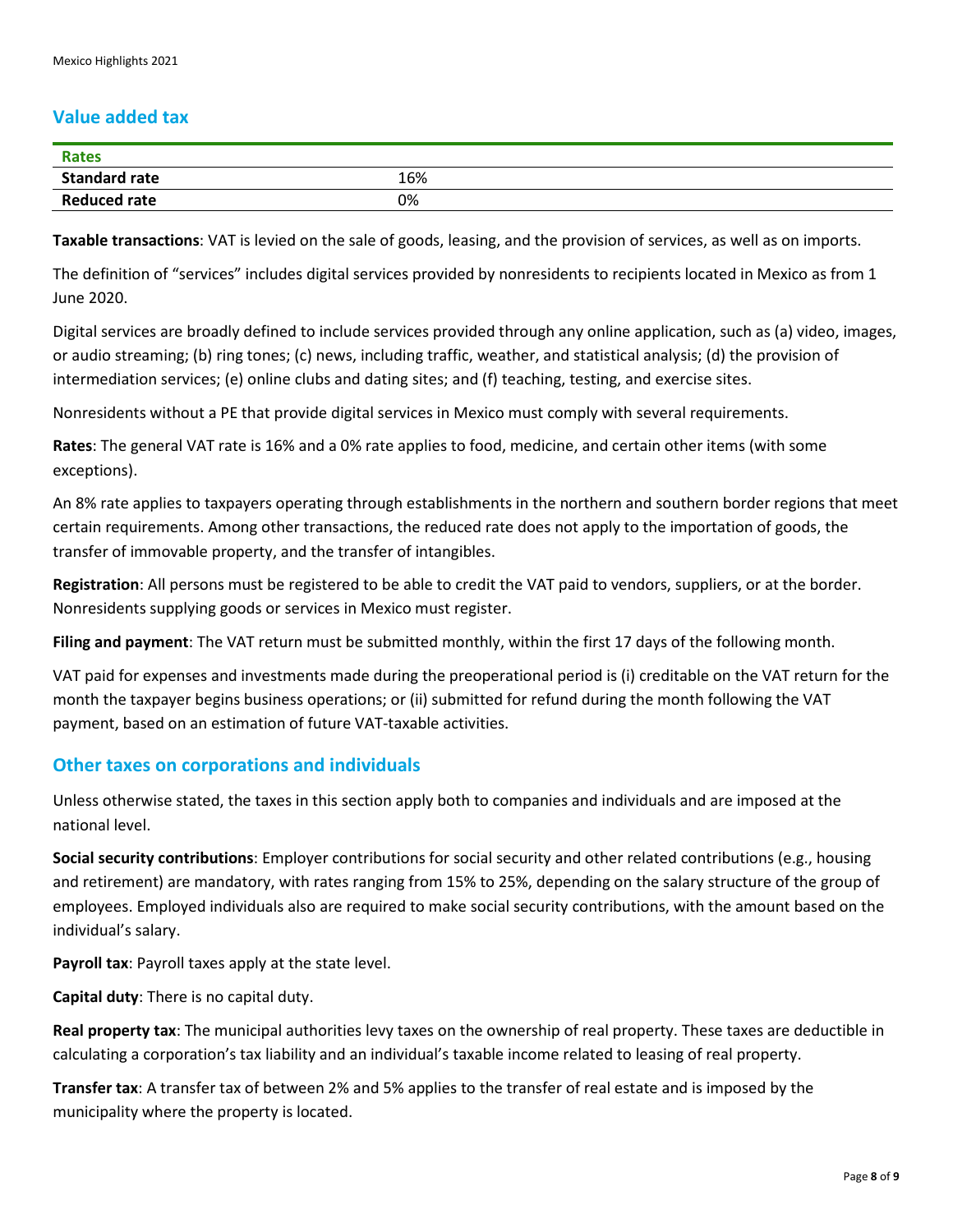## Value added tax

| Rates | |
|---|---|
| **Standard rate** | 16% |
| **Reduced rate** | 0% |

**Taxable transactions**: VAT is levied on the sale of goods, leasing, and the provision of services, as well as on imports.

The definition of "services" includes digital services provided by nonresidents to recipients located in Mexico as from 1 June 2020.

Digital services are broadly defined to include services provided through any online application, such as (a) video, images, or audio streaming; (b) ring tones; (c) news, including traffic, weather, and statistical analysis; (d) the provision of intermediation services; (e) online clubs and dating sites; and (f) teaching, testing, and exercise sites.

Nonresidents without a PE that provide digital services in Mexico must comply with several requirements.

**Rates**: The general VAT rate is 16% and a 0% rate applies to food, medicine, and certain other items (with some exceptions).

An 8% rate applies to taxpayers operating through establishments in the northern and southern border regions that meet certain requirements. Among other transactions, the reduced rate does not apply to the importation of goods, the transfer of immovable property, and the transfer of intangibles.

**Registration**: All persons must be registered to be able to credit the VAT paid to vendors, suppliers, or at the border. Nonresidents supplying goods or services in Mexico must register.

**Filing and payment**: The VAT return must be submitted monthly, within the first 17 days of the following month.

VAT paid for expenses and investments made during the preoperational period is (i) creditable on the VAT return for the month the taxpayer begins business operations; or (ii) submitted for refund during the month following the VAT payment, based on an estimation of future VAT-taxable activities.

## Other taxes on corporations and individuals

Unless otherwise stated, the taxes in this section apply both to companies and individuals and are imposed at the national level.

**Social security contributions**: Employer contributions for social security and other related contributions (e.g., housing and retirement) are mandatory, with rates ranging from 15% to 25%, depending on the salary structure of the group of employees. Employed individuals also are required to make social security contributions, with the amount based on the individual's salary.

**Payroll tax**: Payroll taxes apply at the state level.

**Capital duty**: There is no capital duty.

**Real property tax**: The municipal authorities levy taxes on the ownership of real property. These taxes are deductible in calculating a corporation's tax liability and an individual's taxable income related to leasing of real property.

**Transfer tax**: A transfer tax of between 2% and 5% applies to the transfer of real estate and is imposed by the municipality where the property is located.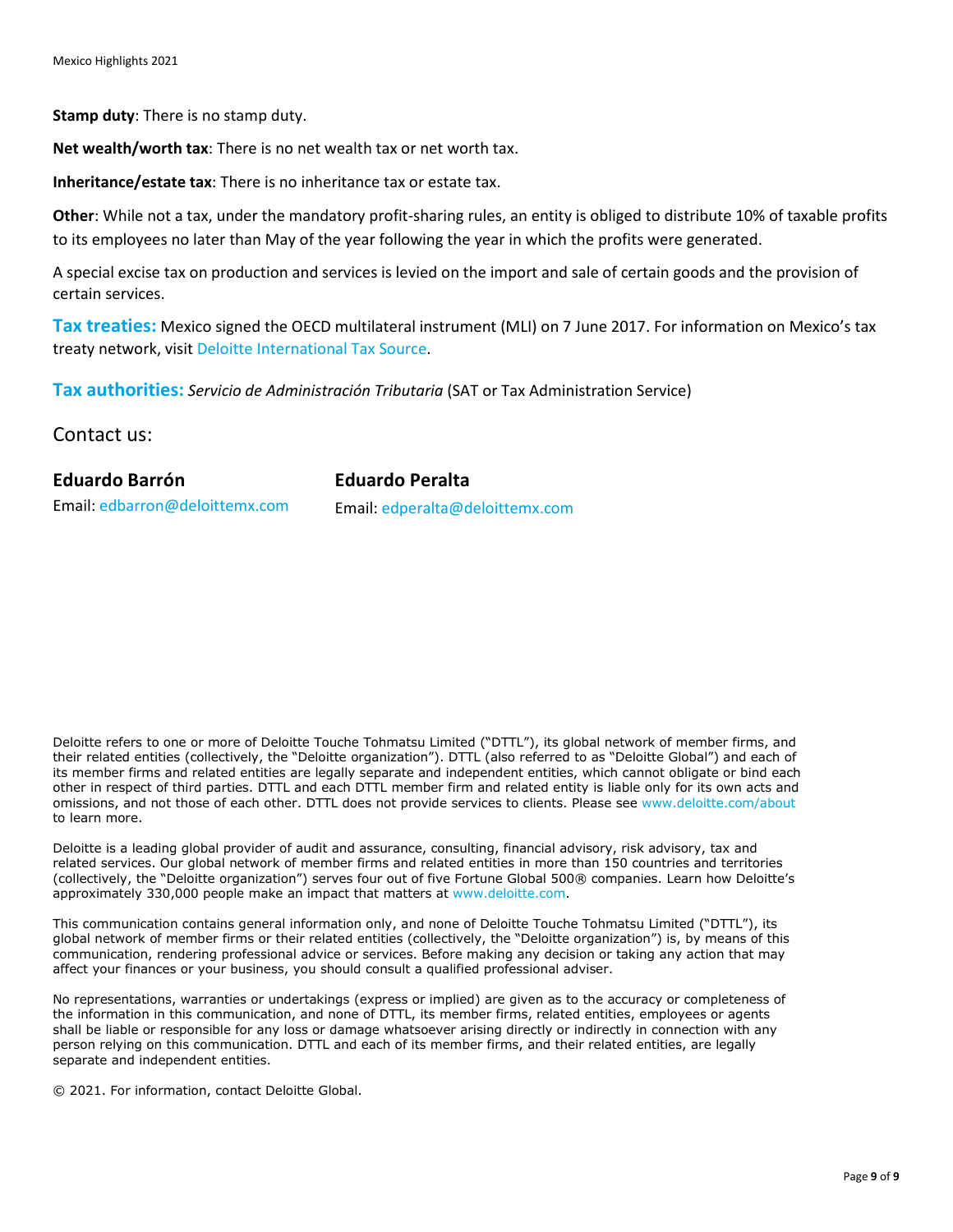**Stamp duty**: There is no stamp duty.

**Net wealth/worth tax**: There is no net wealth tax or net worth tax.

**Inheritance/estate tax**: There is no inheritance tax or estate tax.

**Other**: While not a tax, under the mandatory profit-sharing rules, an entity is obliged to distribute 10% of taxable profits to its employees no later than May of the year following the year in which the profits were generated.

A special excise tax on production and services is levied on the import and sale of certain goods and the provision of certain services.

**Tax treaties:** Mexico signed the OECD multilateral instrument (MLI) on 7 June 2017. For information on Mexico's tax treaty network, visit Deloitte International Tax Source.

**Tax authorities:** *Servicio de Administración Tributaria* (SAT or Tax Administration Service)

## Contact us:

**Eduardo Barrón**
Email: edbarron@deloittemx.com

**Eduardo Peralta**
Email: edperalta@deloittemx.com

Deloitte refers to one or more of Deloitte Touche Tohmatsu Limited ("DTTL"), its global network of member firms, and their related entities (collectively, the "Deloitte organization"). DTTL (also referred to as "Deloitte Global") and each of its member firms and related entities are legally separate and independent entities, which cannot obligate or bind each other in respect of third parties. DTTL and each DTTL member firm and related entity is liable only for its own acts and omissions, and not those of each other. DTTL does not provide services to clients. Please see www.deloitte.com/about to learn more.

Deloitte is a leading global provider of audit and assurance, consulting, financial advisory, risk advisory, tax and related services. Our global network of member firms and related entities in more than 150 countries and territories (collectively, the "Deloitte organization") serves four out of five Fortune Global 500® companies. Learn how Deloitte's approximately 330,000 people make an impact that matters at www.deloitte.com.

This communication contains general information only, and none of Deloitte Touche Tohmatsu Limited ("DTTL"), its global network of member firms or their related entities (collectively, the "Deloitte organization") is, by means of this communication, rendering professional advice or services. Before making any decision or taking any action that may affect your finances or your business, you should consult a qualified professional adviser.

No representations, warranties or undertakings (express or implied) are given as to the accuracy or completeness of the information in this communication, and none of DTTL, its member firms, related entities, employees or agents shall be liable or responsible for any loss or damage whatsoever arising directly or indirectly in connection with any person relying on this communication. DTTL and each of its member firms, and their related entities, are legally separate and independent entities.

© 2021. For information, contact Deloitte Global.